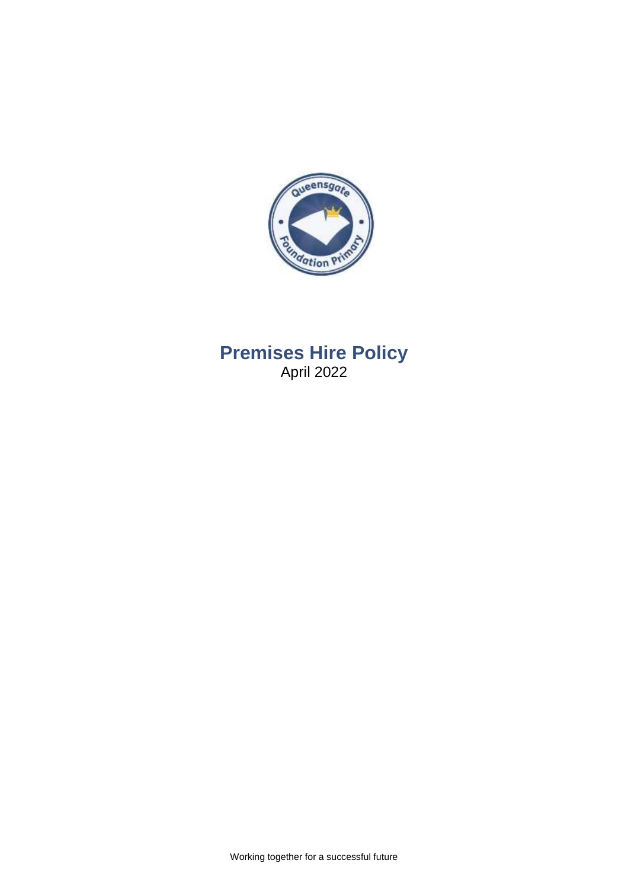# Premises Hire Policy

April 2022

Working together for a successful future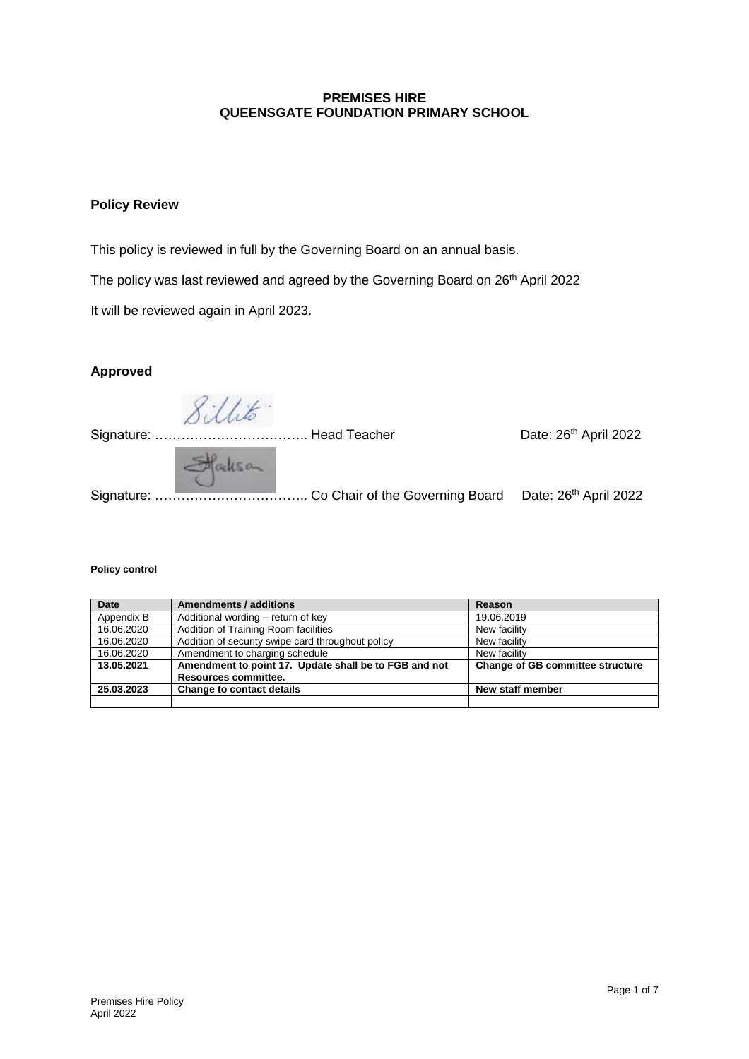**PREMISES HIRE**
**QUEENSGATE FOUNDATION PRIMARY SCHOOL**

## Policy Review

This policy is reviewed in full by the Governing Board on an annual basis.

The policy was last reviewed and agreed by the Governing Board on 26th April 2022

It will be reviewed again in April 2023.

## Approved

Signature: …………………………….. Head Teacher Date: 26th April 2022

Signature: …………………………….. Co Chair of the Governing Board Date: 26th April 2022

#### Policy control

| Date | Amendments / additions | Reason |
|---|---|---|
| Appendix B | Additional wording – return of key | 19.06.2019 |
| 16.06.2020 | Addition of Training Room facilities | New facility |
| 16.06.2020 | Addition of security swipe card throughout policy | New facility |
| 16.06.2020 | Amendment to charging schedule | New facility |
| **13.05.2021** | **Amendment to point 17. Update shall be to FGB and not Resources committee.** | **Change of GB committee structure** |
| **25.03.2023** | **Change to contact details** | **New staff member** |
| | | |

Premises Hire Policy
April 2022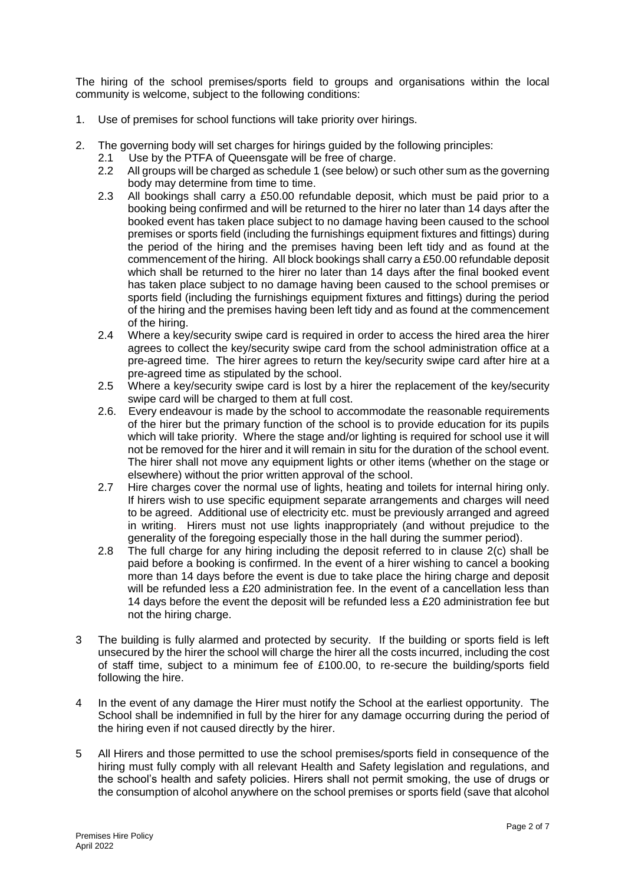The hiring of the school premises/sports field to groups and organisations within the local community is welcome, subject to the following conditions:

1. Use of premises for school functions will take priority over hirings.

2. The governing body will set charges for hirings guided by the following principles:
   - 2.1 Use by the PTFA of Queensgate will be free of charge.
   - 2.2 All groups will be charged as schedule 1 (see below) or such other sum as the governing body may determine from time to time.
   - 2.3 All bookings shall carry a £50.00 refundable deposit, which must be paid prior to a booking being confirmed and will be returned to the hirer no later than 14 days after the booked event has taken place subject to no damage having been caused to the school premises or sports field (including the furnishings equipment fixtures and fittings) during the period of the hiring and the premises having been left tidy and as found at the commencement of the hiring. All block bookings shall carry a £50.00 refundable deposit which shall be returned to the hirer no later than 14 days after the final booked event has taken place subject to no damage having been caused to the school premises or sports field (including the furnishings equipment fixtures and fittings) during the period of the hiring and the premises having been left tidy and as found at the commencement of the hiring.
   - 2.4 Where a key/security swipe card is required in order to access the hired area the hirer agrees to collect the key/security swipe card from the school administration office at a pre-agreed time. The hirer agrees to return the key/security swipe card after hire at a pre-agreed time as stipulated by the school.
   - 2.5 Where a key/security swipe card is lost by a hirer the replacement of the key/security swipe card will be charged to them at full cost.
   - 2.6. Every endeavour is made by the school to accommodate the reasonable requirements of the hirer but the primary function of the school is to provide education for its pupils which will take priority. Where the stage and/or lighting is required for school use it will not be removed for the hirer and it will remain in situ for the duration of the school event. The hirer shall not move any equipment lights or other items (whether on the stage or elsewhere) without the prior written approval of the school.
   - 2.7 Hire charges cover the normal use of lights, heating and toilets for internal hiring only. If hirers wish to use specific equipment separate arrangements and charges will need to be agreed. Additional use of electricity etc. must be previously arranged and agreed in writing. Hirers must not use lights inappropriately (and without prejudice to the generality of the foregoing especially those in the hall during the summer period).
   - 2.8 The full charge for any hiring including the deposit referred to in clause 2(c) shall be paid before a booking is confirmed. In the event of a hirer wishing to cancel a booking more than 14 days before the event is due to take place the hiring charge and deposit will be refunded less a £20 administration fee. In the event of a cancellation less than 14 days before the event the deposit will be refunded less a £20 administration fee but not the hiring charge.

3. The building is fully alarmed and protected by security. If the building or sports field is left unsecured by the hirer the school will charge the hirer all the costs incurred, including the cost of staff time, subject to a minimum fee of £100.00, to re-secure the building/sports field following the hire.

4. In the event of any damage the Hirer must notify the School at the earliest opportunity. The School shall be indemnified in full by the hirer for any damage occurring during the period of the hiring even if not caused directly by the hirer.

5. All Hirers and those permitted to use the school premises/sports field in consequence of the hiring must fully comply with all relevant Health and Safety legislation and regulations, and the school's health and safety policies. Hirers shall not permit smoking, the use of drugs or the consumption of alcohol anywhere on the school premises or sports field (save that alcohol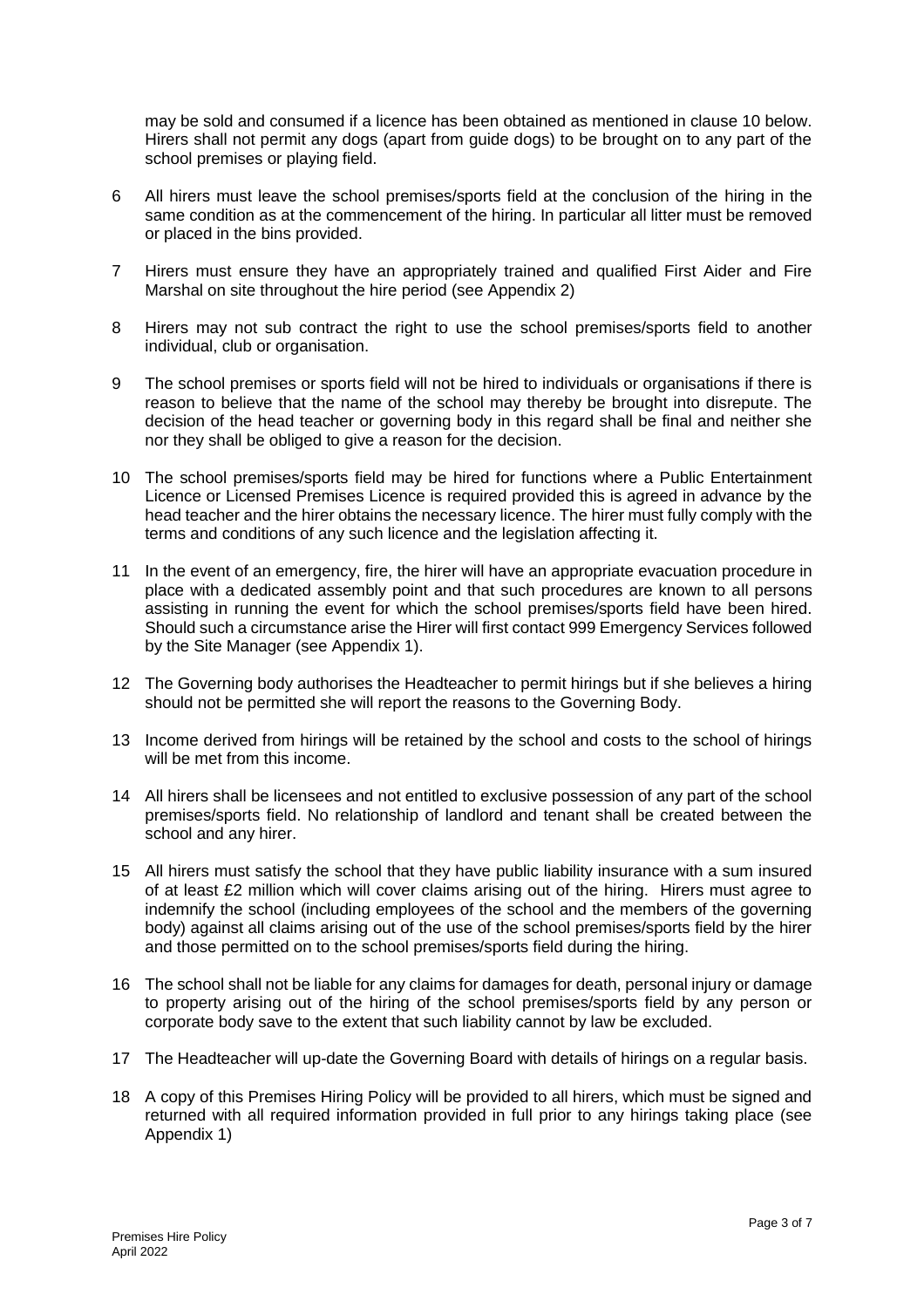may be sold and consumed if a licence has been obtained as mentioned in clause 10 below. Hirers shall not permit any dogs (apart from guide dogs) to be brought on to any part of the school premises or playing field.

6 All hirers must leave the school premises/sports field at the conclusion of the hiring in the same condition as at the commencement of the hiring. In particular all litter must be removed or placed in the bins provided.

7 Hirers must ensure they have an appropriately trained and qualified First Aider and Fire Marshal on site throughout the hire period (see Appendix 2)

8 Hirers may not sub contract the right to use the school premises/sports field to another individual, club or organisation.

9 The school premises or sports field will not be hired to individuals or organisations if there is reason to believe that the name of the school may thereby be brought into disrepute. The decision of the head teacher or governing body in this regard shall be final and neither she nor they shall be obliged to give a reason for the decision.

10 The school premises/sports field may be hired for functions where a Public Entertainment Licence or Licensed Premises Licence is required provided this is agreed in advance by the head teacher and the hirer obtains the necessary licence. The hirer must fully comply with the terms and conditions of any such licence and the legislation affecting it.

11 In the event of an emergency, fire, the hirer will have an appropriate evacuation procedure in place with a dedicated assembly point and that such procedures are known to all persons assisting in running the event for which the school premises/sports field have been hired. Should such a circumstance arise the Hirer will first contact 999 Emergency Services followed by the Site Manager (see Appendix 1).

12 The Governing body authorises the Headteacher to permit hirings but if she believes a hiring should not be permitted she will report the reasons to the Governing Body.

13 Income derived from hirings will be retained by the school and costs to the school of hirings will be met from this income.

14 All hirers shall be licensees and not entitled to exclusive possession of any part of the school premises/sports field. No relationship of landlord and tenant shall be created between the school and any hirer.

15 All hirers must satisfy the school that they have public liability insurance with a sum insured of at least £2 million which will cover claims arising out of the hiring. Hirers must agree to indemnify the school (including employees of the school and the members of the governing body) against all claims arising out of the use of the school premises/sports field by the hirer and those permitted on to the school premises/sports field during the hiring.

16 The school shall not be liable for any claims for damages for death, personal injury or damage to property arising out of the hiring of the school premises/sports field by any person or corporate body save to the extent that such liability cannot by law be excluded.

17 The Headteacher will up-date the Governing Board with details of hirings on a regular basis.

18 A copy of this Premises Hiring Policy will be provided to all hirers, which must be signed and returned with all required information provided in full prior to any hirings taking place (see Appendix 1)

Premises Hire Policy
April 2022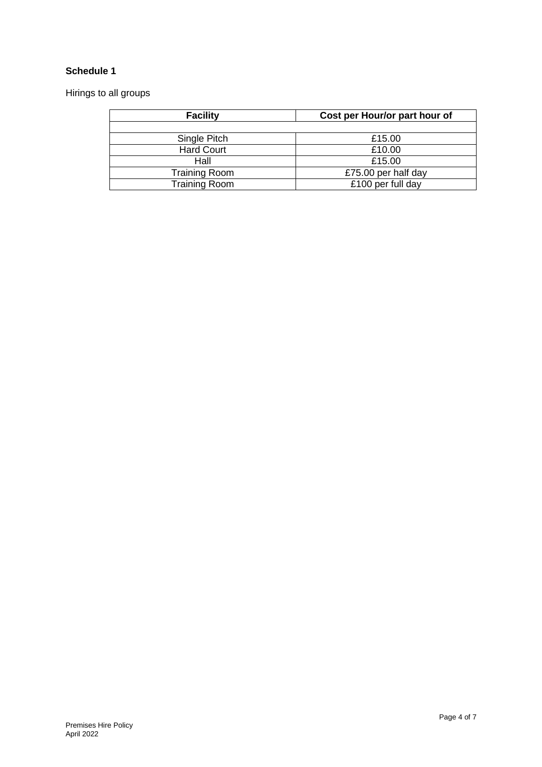**Schedule 1**

Hirings to all groups

| Facility | Cost per Hour/or part hour of |
|---|---|
| | |
| Single Pitch | £15.00 |
| Hard Court | £10.00 |
| Hall | £15.00 |
| Training Room | £75.00 per half day |
| Training Room | £100 per full day |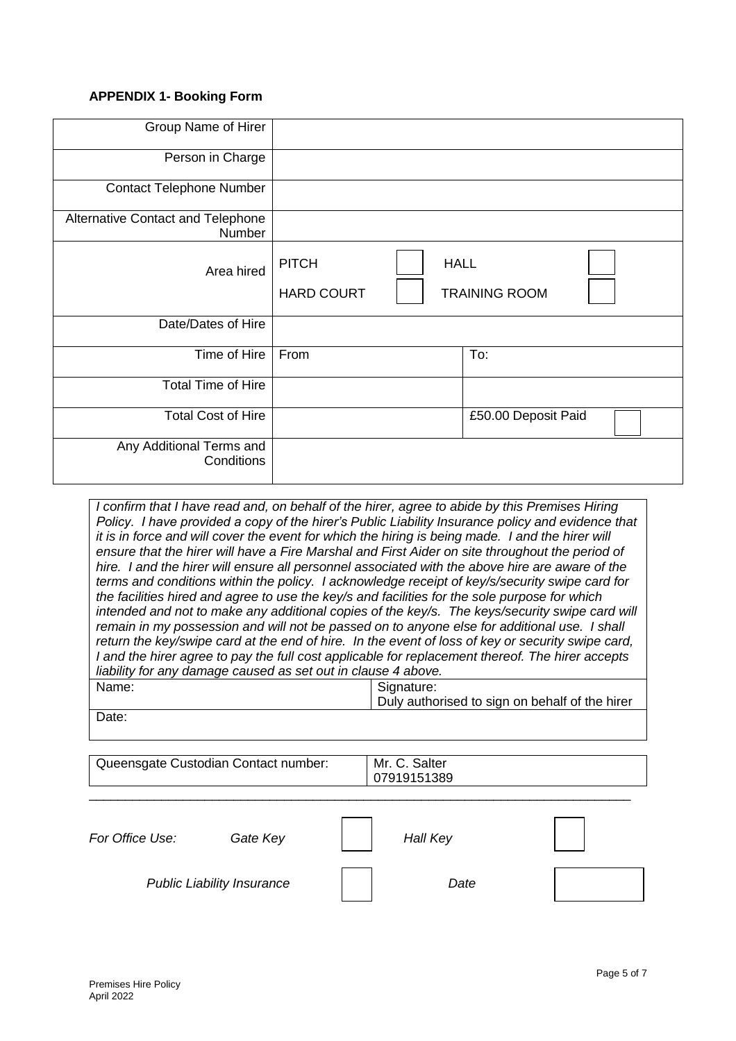**APPENDIX 1- Booking Form**

| | | | |
|---|---|---|---|
| Group Name of Hirer | | | |
| Person in Charge | | | |
| Contact Telephone Number | | | |
| Alternative Contact and Telephone Number | | | |
| Area hired | PITCH ☐ HALL ☐<br>HARD COURT ☐ TRAINING ROOM ☐ | | |
| Date/Dates of Hire | | | |
| Time of Hire | From | To: | |
| Total Time of Hire | | | |
| Total Cost of Hire | | £50.00 Deposit Paid | ☐ |
| Any Additional Terms and Conditions | | | |

*I confirm that I have read and, on behalf of the hirer, agree to abide by this Premises Hiring Policy. I have provided a copy of the hirer's Public Liability Insurance policy and evidence that it is in force and will cover the event for which the hiring is being made. I and the hirer will ensure that the hirer will have a Fire Marshal and First Aider on site throughout the period of hire. I and the hirer will ensure all personnel associated with the above hire are aware of the terms and conditions within the policy. I acknowledge receipt of key/s/security swipe card for the facilities hired and agree to use the key/s and facilities for the sole purpose for which intended and not to make any additional copies of the key/s. The keys/security swipe card will remain in my possession and will not be passed on to anyone else for additional use. I shall return the key/swipe card at the end of hire. In the event of loss of key or security swipe card, I and the hirer agree to pay the full cost applicable for replacement thereof. The hirer accepts liability for any damage caused as set out in clause 4 above.*

| | |
|---|---|
| Name: | Signature:<br>Duly authorised to sign on behalf of the hirer |
| Date: | |

| | |
|---|---|
| Queensgate Custodian Contact number: | Mr. C. Salter<br>07919151389 |

---

| | | | |
|---|---|---|---|
| *For Office Use:* *Gate Key* | ☐ | *Hall Key* | ☐ |
| *Public Liability Insurance* | ☐ | *Date* | |

Premises Hire Policy
April 2022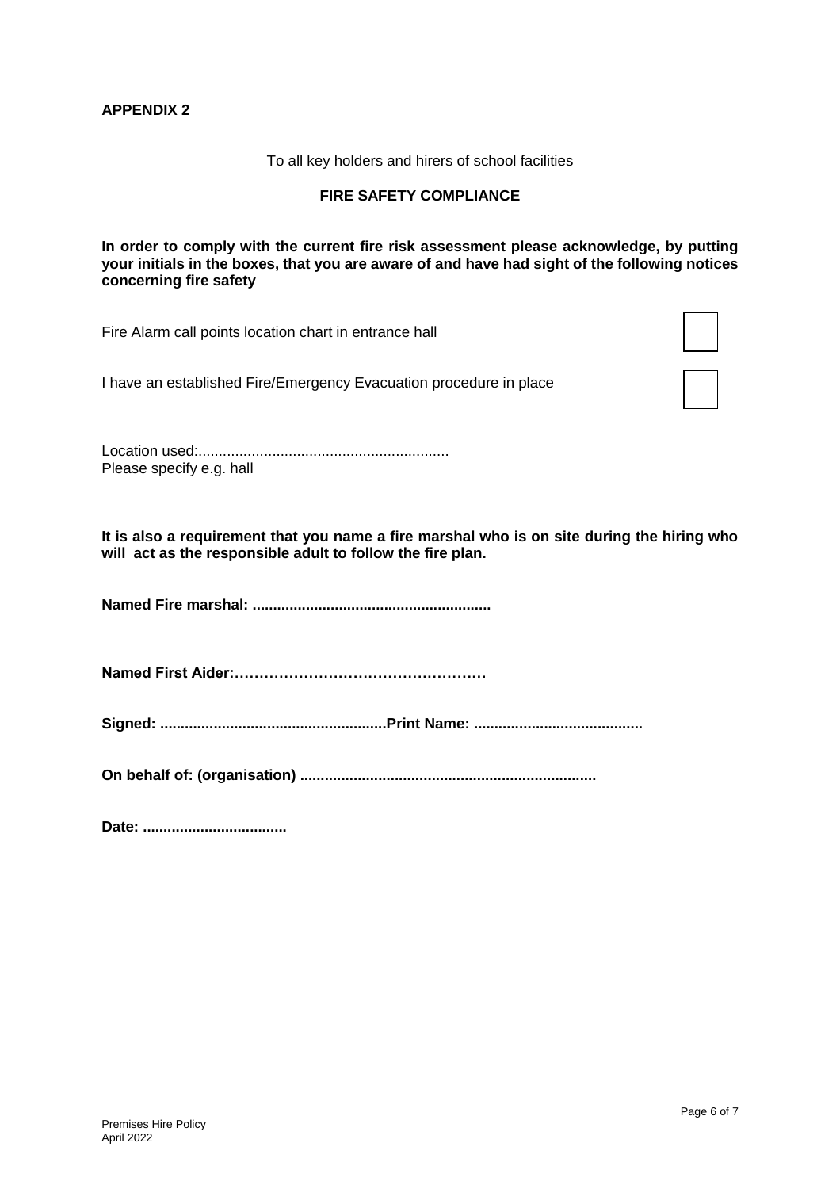**APPENDIX 2**

To all key holders and hirers of school facilities

**FIRE SAFETY COMPLIANCE**

**In order to comply with the current fire risk assessment please acknowledge, by putting your initials in the boxes, that you are aware of and have had sight of the following notices concerning fire safety**

| | |
|---|---|
| Fire Alarm call points location chart in entrance hall | ☐ |
| I have an established Fire/Emergency Evacuation procedure in place | ☐ |

Location used:............................................................
Please specify e.g. hall

**It is also a requirement that you name a fire marshal who is on site during the hiring who will act as the responsible adult to follow the fire plan.**

**Named Fire marshal: .........................................................**

**Named First Aider:……………………………………………**

**Signed: ......................................................Print Name: .........................................**

**On behalf of: (organisation) .......................................................................**

**Date: ..................................**

Premises Hire Policy
April 2022